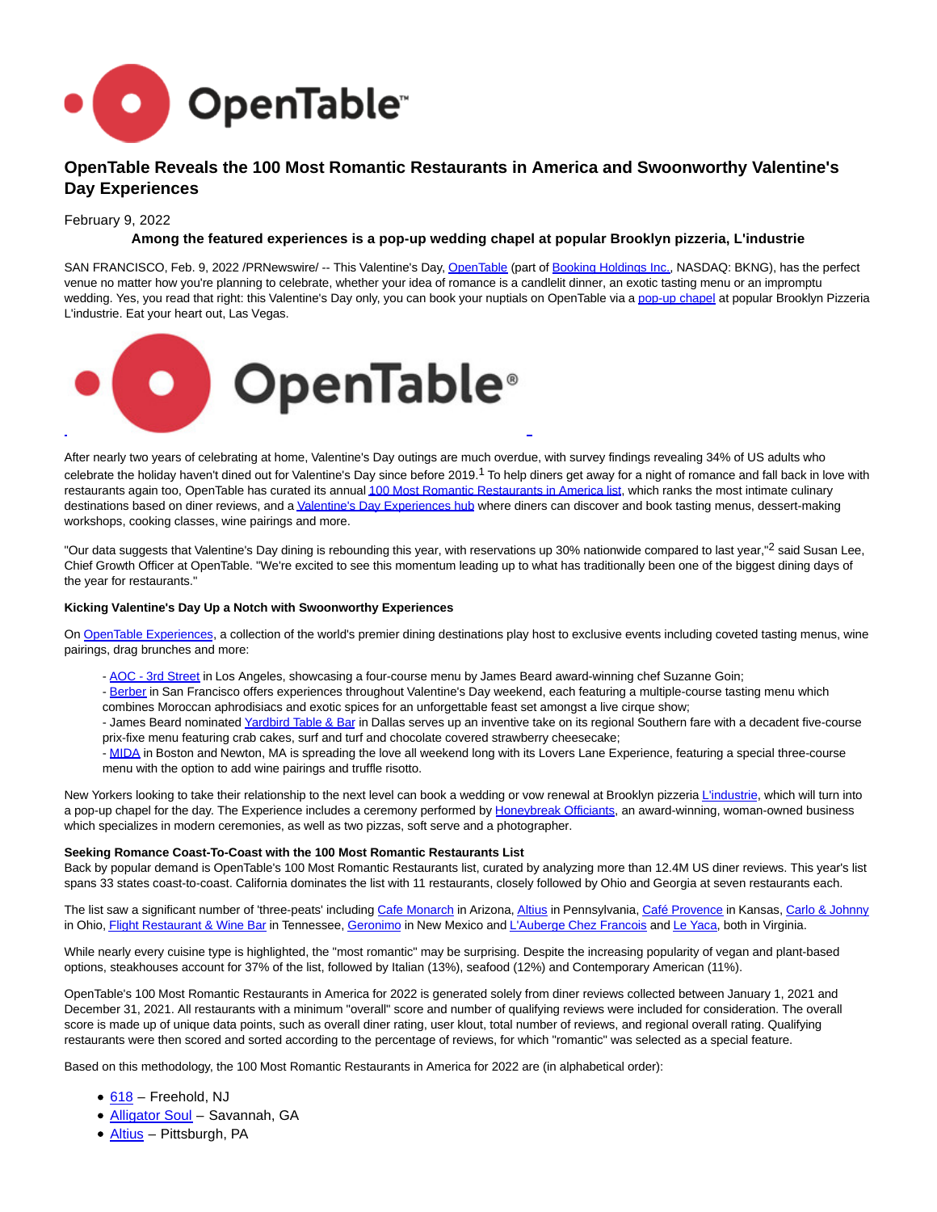# OpenTable Reveals the 100 Most Romantic Restaurants in America and Swoonworthy Valentine's Day Experiences

February 9, 2022

**Among the featured experiences is a pop-up wedding chapel at popular Brooklyn pizzeria, L'industrie**

SAN FRANCISCO, Feb. 9, 2022 /PRNewswire/ -- This Valentine's Day, OpenTable (part of Booking Holdings Inc., NASDAQ: BKNG), has the perfect venue no matter how you're planning to celebrate, whether your idea of romance is a candlelit dinner, an exotic tasting menu or an impromptu wedding. Yes, you read that right: this Valentine's Day only, you can book your nuptials on OpenTable via a pop-up chapel at popular Brooklyn Pizzeria L'industrie. Eat your heart out, Las Vegas.

After nearly two years of celebrating at home, Valentine's Day outings are much overdue, with survey findings revealing 34% of US adults who celebrate the holiday haven't dined out for Valentine's Day since before 2019.[1] To help diners get away for a night of romance and fall back in love with restaurants again too, OpenTable has curated its annual 100 Most Romantic Restaurants in America list, which ranks the most intimate culinary destinations based on diner reviews, and a Valentine's Day Experiences hub where diners can discover and book tasting menus, dessert-making workshops, cooking classes, wine pairings and more.

"Our data suggests that Valentine's Day dining is rebounding this year, with reservations up 30% nationwide compared to last year,"[2] said Susan Lee, Chief Growth Officer at OpenTable. "We're excited to see this momentum leading up to what has traditionally been one of the biggest dining days of the year for restaurants."

**Kicking Valentine's Day Up a Notch with Swoonworthy Experiences**

On OpenTable Experiences, a collection of the world's premier dining destinations play host to exclusive events including coveted tasting menus, wine pairings, drag brunches and more:

- AOC - 3rd Street in Los Angeles, showcasing a four-course menu by James Beard award-winning chef Suzanne Goin;
- Berber in San Francisco offers experiences throughout Valentine's Day weekend, each featuring a multiple-course tasting menu which combines Moroccan aphrodisiacs and exotic spices for an unforgettable feast set amongst a live cirque show;
- James Beard nominated Yardbird Table & Bar in Dallas serves up an inventive take on its regional Southern fare with a decadent five-course prix-fixe menu featuring crab cakes, surf and turf and chocolate covered strawberry cheesecake;
- MIDA in Boston and Newton, MA is spreading the love all weekend long with its Lovers Lane Experience, featuring a special three-course menu with the option to add wine pairings and truffle risotto.

New Yorkers looking to take their relationship to the next level can book a wedding or vow renewal at Brooklyn pizzeria L'industrie, which will turn into a pop-up chapel for the day. The Experience includes a ceremony performed by Honeybreak Officiants, an award-winning, woman-owned business which specializes in modern ceremonies, as well as two pizzas, soft serve and a photographer.

**Seeking Romance Coast-To-Coast with the 100 Most Romantic Restaurants List**

Back by popular demand is OpenTable's 100 Most Romantic Restaurants list, curated by analyzing more than 12.4M US diner reviews. This year's list spans 33 states coast-to-coast. California dominates the list with 11 restaurants, closely followed by Ohio and Georgia at seven restaurants each.

The list saw a significant number of 'three-peats' including Cafe Monarch in Arizona, Altius in Pennsylvania, Café Provence in Kansas, Carlo & Johnny in Ohio, Flight Restaurant & Wine Bar in Tennessee, Geronimo in New Mexico and L'Auberge Chez Francois and Le Yaca, both in Virginia.

While nearly every cuisine type is highlighted, the "most romantic" may be surprising. Despite the increasing popularity of vegan and plant-based options, steakhouses account for 37% of the list, followed by Italian (13%), seafood (12%) and Contemporary American (11%).

OpenTable's 100 Most Romantic Restaurants in America for 2022 is generated solely from diner reviews collected between January 1, 2021 and December 31, 2021. All restaurants with a minimum "overall" score and number of qualifying reviews were included for consideration. The overall score is made up of unique data points, such as overall diner rating, user klout, total number of reviews, and regional overall rating. Qualifying restaurants were then scored and sorted according to the percentage of reviews, for which "romantic" was selected as a special feature.

Based on this methodology, the 100 Most Romantic Restaurants in America for 2022 are (in alphabetical order):

- 618 – Freehold, NJ
- Alligator Soul – Savannah, GA
- Altius – Pittsburgh, PA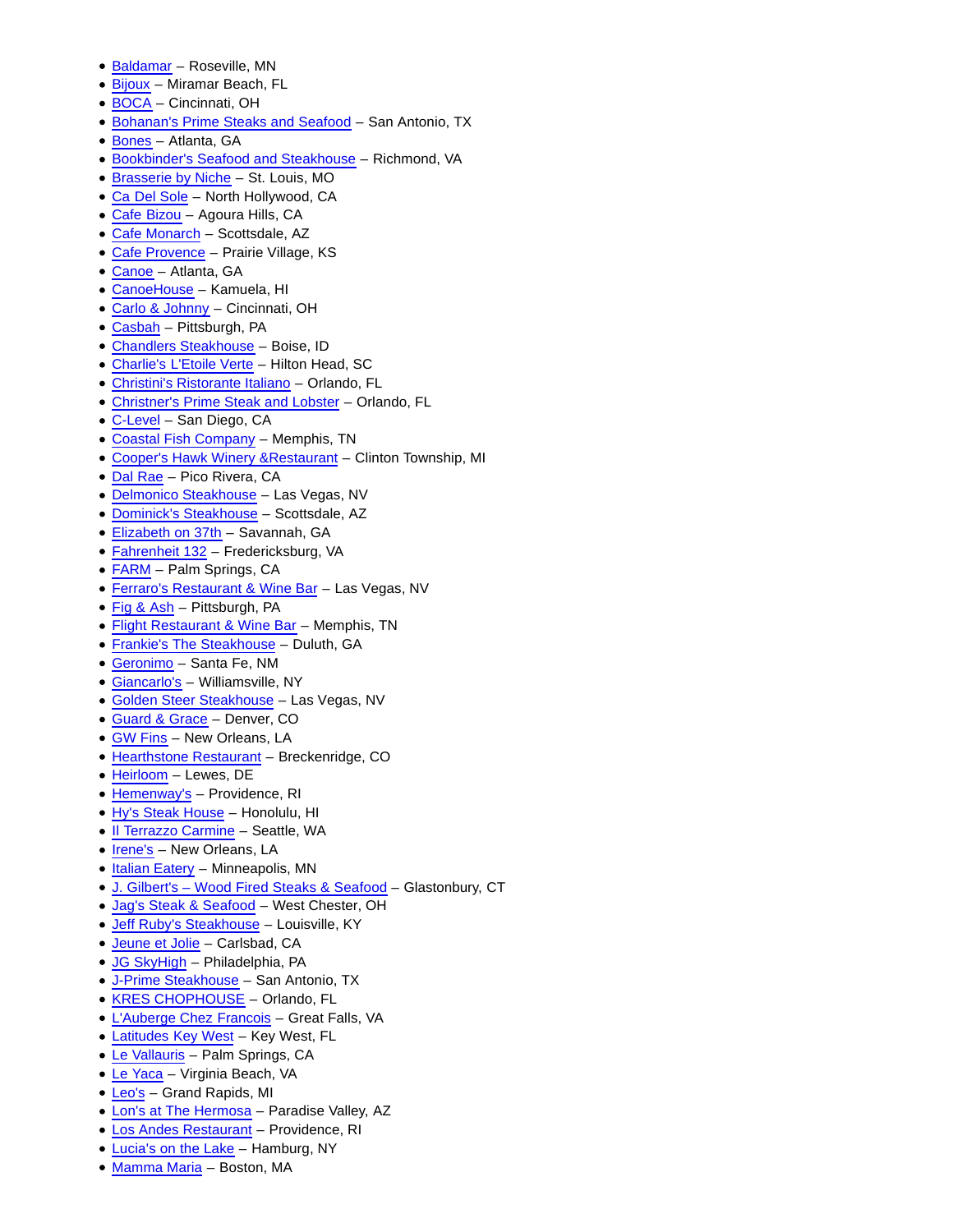- Baldamar – Roseville, MN
- Bijoux – Miramar Beach, FL
- BOCA – Cincinnati, OH
- Bohanan's Prime Steaks and Seafood – San Antonio, TX
- Bones – Atlanta, GA
- Bookbinder's Seafood and Steakhouse – Richmond, VA
- Brasserie by Niche – St. Louis, MO
- Ca Del Sole – North Hollywood, CA
- Cafe Bizou – Agoura Hills, CA
- Cafe Monarch – Scottsdale, AZ
- Cafe Provence – Prairie Village, KS
- Canoe – Atlanta, GA
- CanoeHouse – Kamuela, HI
- Carlo & Johnny – Cincinnati, OH
- Casbah – Pittsburgh, PA
- Chandlers Steakhouse – Boise, ID
- Charlie's L'Etoile Verte – Hilton Head, SC
- Christini's Ristorante Italiano – Orlando, FL
- Christner's Prime Steak and Lobster – Orlando, FL
- C-Level – San Diego, CA
- Coastal Fish Company – Memphis, TN
- Cooper's Hawk Winery &Restaurant – Clinton Township, MI
- Dal Rae – Pico Rivera, CA
- Delmonico Steakhouse – Las Vegas, NV
- Dominick's Steakhouse – Scottsdale, AZ
- Elizabeth on 37th – Savannah, GA
- Fahrenheit 132 – Fredericksburg, VA
- FARM – Palm Springs, CA
- Ferraro's Restaurant & Wine Bar – Las Vegas, NV
- Fig & Ash – Pittsburgh, PA
- Flight Restaurant & Wine Bar – Memphis, TN
- Frankie's The Steakhouse – Duluth, GA
- Geronimo – Santa Fe, NM
- Giancarlo's – Williamsville, NY
- Golden Steer Steakhouse – Las Vegas, NV
- Guard & Grace – Denver, CO
- GW Fins – New Orleans, LA
- Hearthstone Restaurant – Breckenridge, CO
- Heirloom – Lewes, DE
- Hemenway's – Providence, RI
- Hy's Steak House – Honolulu, HI
- Il Terrazzo Carmine – Seattle, WA
- Irene's – New Orleans, LA
- Italian Eatery – Minneapolis, MN
- J. Gilbert's – Wood Fired Steaks & Seafood – Glastonbury, CT
- Jag's Steak & Seafood – West Chester, OH
- Jeff Ruby's Steakhouse – Louisville, KY
- Jeune et Jolie – Carlsbad, CA
- JG SkyHigh – Philadelphia, PA
- J-Prime Steakhouse – San Antonio, TX
- KRES CHOPHOUSE – Orlando, FL
- L'Auberge Chez Francois – Great Falls, VA
- Latitudes Key West – Key West, FL
- Le Vallauris – Palm Springs, CA
- Le Yaca – Virginia Beach, VA
- Leo's – Grand Rapids, MI
- Lon's at The Hermosa – Paradise Valley, AZ
- Los Andes Restaurant – Providence, RI
- Lucia's on the Lake – Hamburg, NY
- Mamma Maria – Boston, MA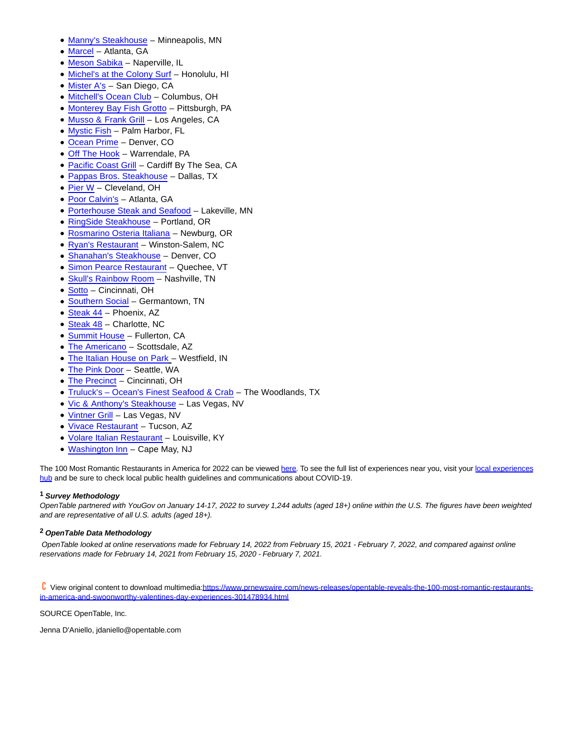- Manny's Steakhouse – Minneapolis, MN
- Marcel – Atlanta, GA
- Meson Sabika – Naperville, IL
- Michel's at the Colony Surf – Honolulu, HI
- Mister A's – San Diego, CA
- Mitchell's Ocean Club – Columbus, OH
- Monterey Bay Fish Grotto – Pittsburgh, PA
- Musso & Frank Grill – Los Angeles, CA
- Mystic Fish – Palm Harbor, FL
- Ocean Prime – Denver, CO
- Off The Hook – Warrendale, PA
- Pacific Coast Grill – Cardiff By The Sea, CA
- Pappas Bros. Steakhouse – Dallas, TX
- Pier W – Cleveland, OH
- Poor Calvin's – Atlanta, GA
- Porterhouse Steak and Seafood – Lakeville, MN
- RingSide Steakhouse – Portland, OR
- Rosmarino Osteria Italiana – Newburg, OR
- Ryan's Restaurant – Winston-Salem, NC
- Shanahan's Steakhouse – Denver, CO
- Simon Pearce Restaurant – Quechee, VT
- Skull's Rainbow Room – Nashville, TN
- Sotto – Cincinnati, OH
- Southern Social – Germantown, TN
- Steak 44 – Phoenix, AZ
- Steak 48 – Charlotte, NC
- Summit House – Fullerton, CA
- The Americano – Scottsdale, AZ
- The Italian House on Park – Westfield, IN
- The Pink Door – Seattle, WA
- The Precinct – Cincinnati, OH
- Truluck's – Ocean's Finest Seafood & Crab – The Woodlands, TX
- Vic & Anthony's Steakhouse – Las Vegas, NV
- Vintner Grill – Las Vegas, NV
- Vivace Restaurant – Tucson, AZ
- Volare Italian Restaurant – Louisville, KY
- Washington Inn – Cape May, NJ

The 100 Most Romantic Restaurants in America for 2022 can be viewed here. To see the full list of experiences near you, visit your local experiences hub and be sure to check local public health guidelines and communications about COVID-19.

[1] ***Survey Methodology***
*OpenTable partnered with YouGov on January 14-17, 2022 to survey 1,244 adults (aged 18+) online within the U.S. The figures have been weighted and are representative of all U.S. adults (aged 18+).*

[2] ***OpenTable Data Methodology***
*OpenTable looked at online reservations made for February 14, 2022 from February 15, 2021 - February 7, 2022, and compared against online reservations made for February 14, 2021 from February 15, 2020 - February 7, 2021.*

View original content to download multimedia:https://www.prnewswire.com/news-releases/opentable-reveals-the-100-most-romantic-restaurants-in-america-and-swoonworthy-valentines-day-experiences-301478934.html

SOURCE OpenTable, Inc.

Jenna D'Aniello, jdaniello@opentable.com